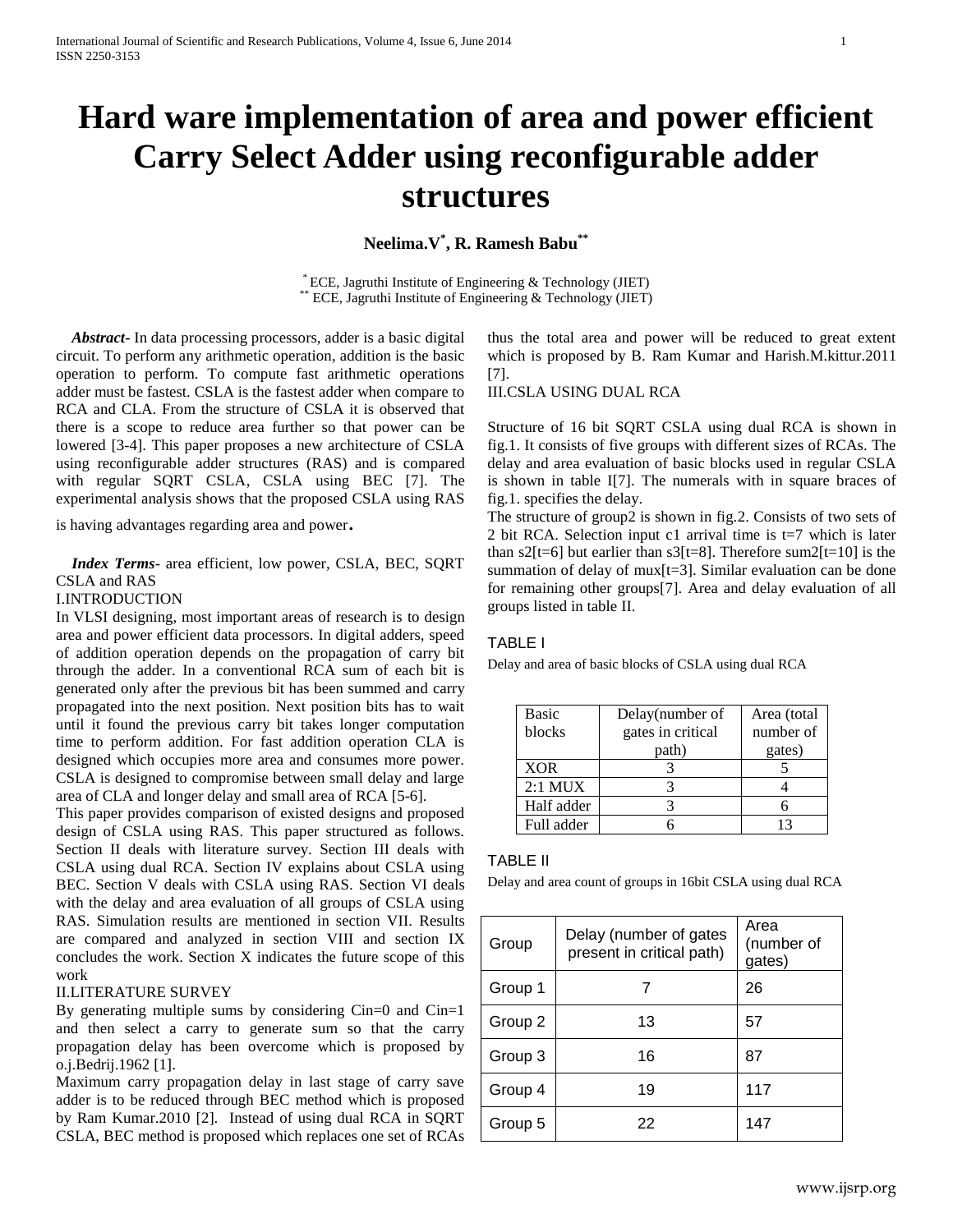# Hard ware implementation of area and power efficient Carry Select Adder using reconfigurable adder structures

**Neelima.V[*], R. Ramesh Babu[**]**

[*] ECE, Jagruthi Institute of Engineering & Technology (JIET)
[**] ECE, Jagruthi Institute of Engineering & Technology (JIET)

***Abstract-*** In data processing processors, adder is a basic digital circuit. To perform any arithmetic operation, addition is the basic operation to perform. To compute fast arithmetic operations adder must be fastest. CSLA is the fastest adder when compare to RCA and CLA. From the structure of CSLA it is observed that there is a scope to reduce area further so that power can be lowered [3-4]. This paper proposes a new architecture of CSLA using reconfigurable adder structures (RAS) and is compared with regular SQRT CSLA, CSLA using BEC [7]. The experimental analysis shows that the proposed CSLA using RAS is having advantages regarding area and power.

***Index Terms-*** area efficient, low power, CSLA, BEC, SQRT CSLA and RAS

I.INTRODUCTION

In VLSI designing, most important areas of research is to design area and power efficient data processors. In digital adders, speed of addition operation depends on the propagation of carry bit through the adder. In a conventional RCA sum of each bit is generated only after the previous bit has been summed and carry propagated into the next position. Next position bits has to wait until it found the previous carry bit takes longer computation time to perform addition. For fast addition operation CLA is designed which occupies more area and consumes more power. CSLA is designed to compromise between small delay and large area of CLA and longer delay and small area of RCA [5-6].

This paper provides comparison of existed designs and proposed design of CSLA using RAS. This paper structured as follows. Section II deals with literature survey. Section III deals with CSLA using dual RCA. Section IV explains about CSLA using BEC. Section V deals with CSLA using RAS. Section VI deals with the delay and area evaluation of all groups of CSLA using RAS. Simulation results are mentioned in section VII. Results are compared and analyzed in section VIII and section IX concludes the work. Section X indicates the future scope of this work

II.LITERATURE SURVEY

By generating multiple sums by considering Cin=0 and Cin=1 and then select a carry to generate sum so that the carry propagation delay has been overcome which is proposed by o.j.Bedrij.1962 [1].

Maximum carry propagation delay in last stage of carry save adder is to be reduced through BEC method which is proposed by Ram Kumar.2010 [2]. Instead of using dual RCA in SQRT CSLA, BEC method is proposed which replaces one set of RCAs thus the total area and power will be reduced to great extent which is proposed by B. Ram Kumar and Harish.M.kittur.2011 [7].

III.CSLA USING DUAL RCA

Structure of 16 bit SQRT CSLA using dual RCA is shown in fig.1. It consists of five groups with different sizes of RCAs. The delay and area evaluation of basic blocks used in regular CSLA is shown in table I[7]. The numerals with in square braces of fig.1. specifies the delay.

The structure of group2 is shown in fig.2. Consists of two sets of 2 bit RCA. Selection input c1 arrival time is t=7 which is later than s2[t=6] but earlier than s3[t=8]. Therefore sum2[t=10] is the summation of delay of mux[t=3]. Similar evaluation can be done for remaining other groups[7]. Area and delay evaluation of all groups listed in table II.

TABLE I

Delay and area of basic blocks of CSLA using dual RCA

| Basic blocks | Delay(number of gates in critical path) | Area (total number of gates) |
|---|---|---|
| XOR | 3 | 5 |
| 2:1 MUX | 3 | 4 |
| Half adder | 3 | 6 |
| Full adder | 6 | 13 |

TABLE II

Delay and area count of groups in 16bit CSLA using dual RCA

| Group | Delay (number of gates present in critical path) | Area (number of gates) |
|---|---|---|
| Group 1 | 7 | 26 |
| Group 2 | 13 | 57 |
| Group 3 | 16 | 87 |
| Group 4 | 19 | 117 |
| Group 5 | 22 | 147 |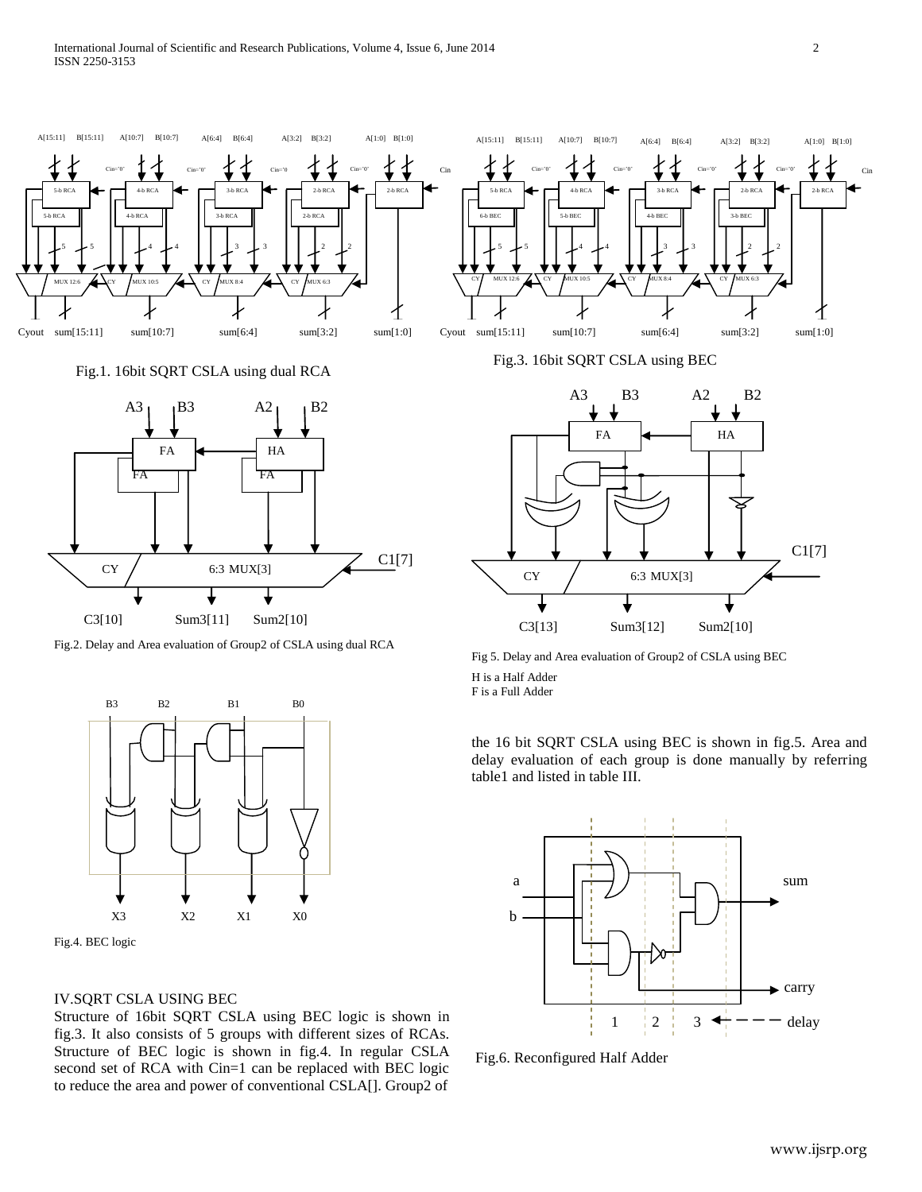Fig.1. 16bit SQRT CSLA using dual RCA

Fig.3. 16bit SQRT CSLA using BEC

Fig.2. Delay and Area evaluation of Group2 of CSLA using dual RCA

Fig 5. Delay and Area evaluation of Group2 of CSLA using BEC

H is a Half Adder
F is a Full Adder

Fig.4. BEC logic

## IV.SQRT CSLA USING BEC

Structure of 16bit SQRT CSLA using BEC logic is shown in fig.3. It also consists of 5 groups with different sizes of RCAs. Structure of BEC logic is shown in fig.4. In regular CSLA second set of RCA with Cin=1 can be replaced with BEC logic to reduce the area and power of conventional CSLA[]. Group2 of the 16 bit SQRT CSLA using BEC is shown in fig.5. Area and delay evaluation of each group is done manually by referring table1 and listed in table III.

Fig.6. Reconfigured Half Adder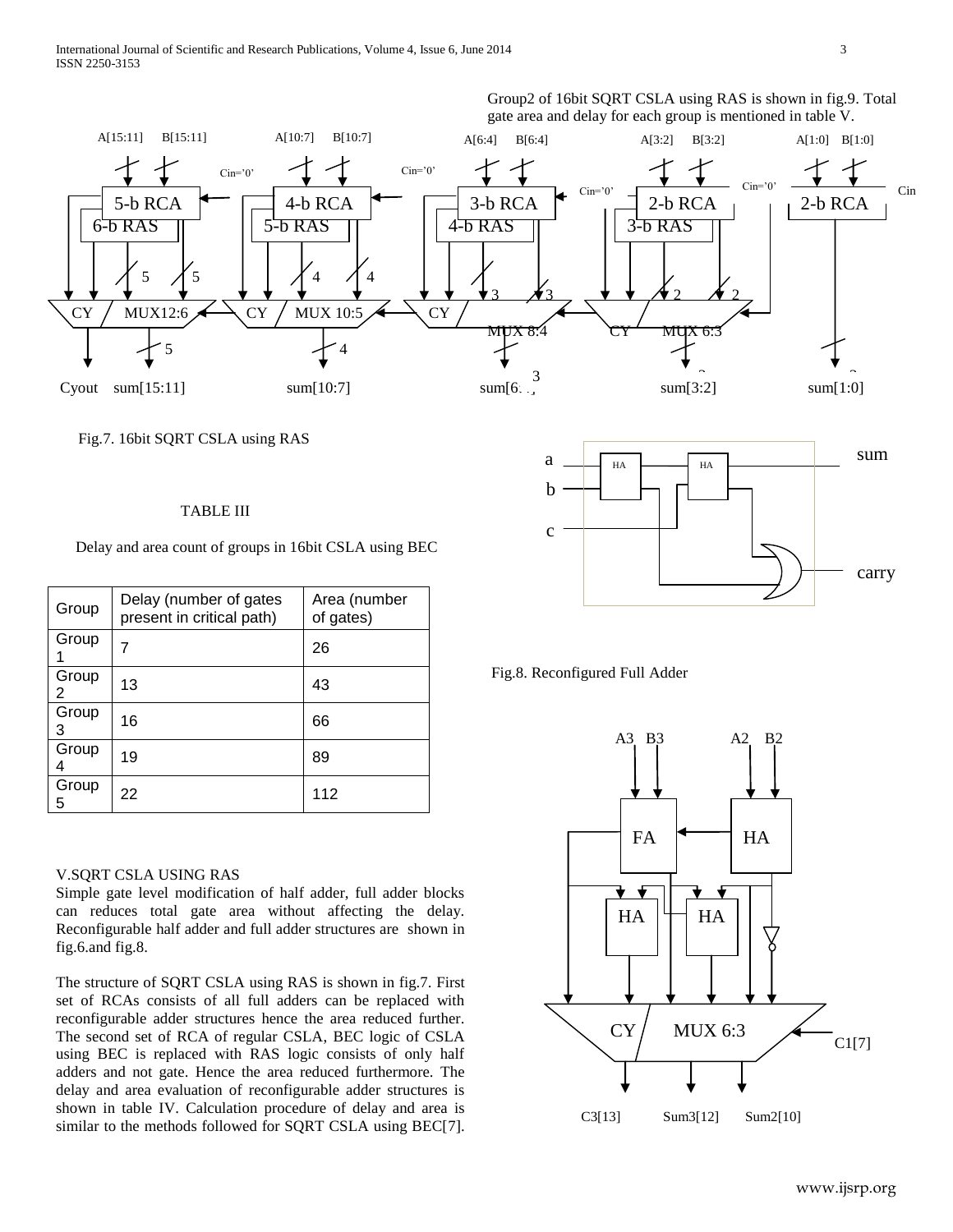Group2 of 16bit SQRT CSLA using RAS is shown in fig.9. Total gate area and delay for each group is mentioned in table V.

Fig.7. 16bit SQRT CSLA using RAS

TABLE III

Delay and area count of groups in 16bit CSLA using BEC

| Group | Delay (number of gates present in critical path) | Area (number of gates) |
|---|---|---|
| Group 1 | 7 | 26 |
| Group 2 | 13 | 43 |
| Group 3 | 16 | 66 |
| Group 4 | 19 | 89 |
| Group 5 | 22 | 112 |

Fig.8. Reconfigured Full Adder

## V.SQRT CSLA USING RAS

Simple gate level modification of half adder, full adder blocks can reduces total gate area without affecting the delay. Reconfigurable half adder and full adder structures are shown in fig.6.and fig.8.

The structure of SQRT CSLA using RAS is shown in fig.7. First set of RCAs consists of all full adders can be replaced with reconfigurable adder structures hence the area reduced further. The second set of RCA of regular CSLA, BEC logic of CSLA using BEC is replaced with RAS logic consists of only half adders and not gate. Hence the area reduced furthermore. The delay and area evaluation of reconfigurable adder structures is shown in table IV. Calculation procedure of delay and area is similar to the methods followed for SQRT CSLA using BEC[7].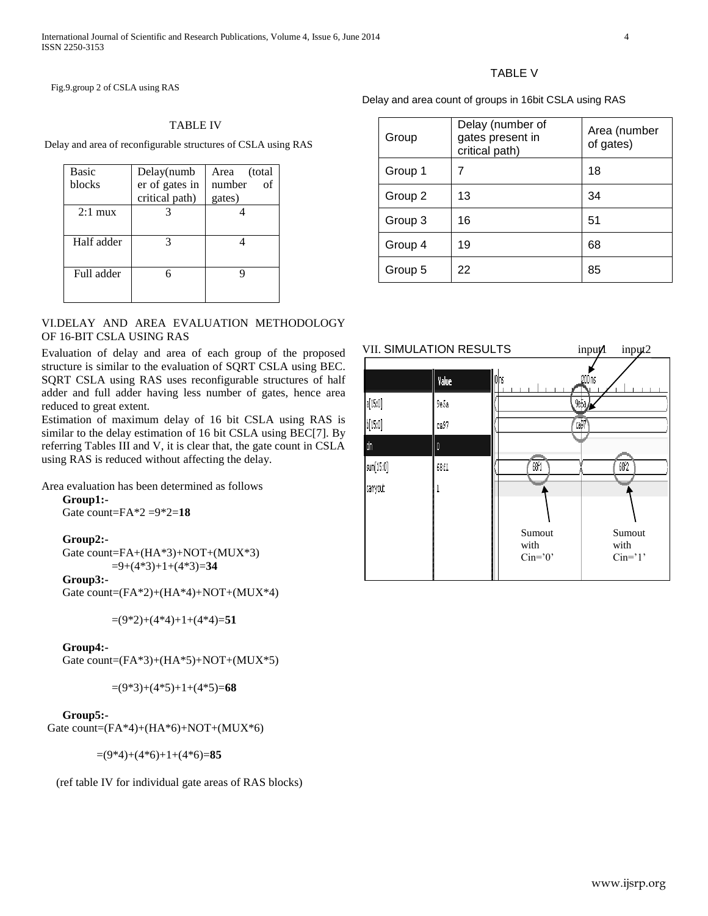Fig.9.group 2 of CSLA using RAS

TABLE IV

Delay and area of reconfigurable structures of CSLA using RAS

| Basic blocks | Delay(number of gates in critical path) | Area (total number of gates) |
|---|---|---|
| 2:1 mux | 3 | 4 |
| Half adder | 3 | 4 |
| Full adder | 6 | 9 |

## VI.DELAY AND AREA EVALUATION METHODOLOGY OF 16-BIT CSLA USING RAS

Evaluation of delay and area of each group of the proposed structure is similar to the evaluation of SQRT CSLA using BEC. SQRT CSLA using RAS uses reconfigurable structures of half adder and full adder having less number of gates, hence area reduced to great extent.

Estimation of maximum delay of 16 bit CSLA using RAS is similar to the delay estimation of 16 bit CSLA using BEC[7]. By referring Tables III and V, it is clear that, the gate count in CSLA using RAS is reduced without affecting the delay.

Area evaluation has been determined as follows

**Group1:-**
Gate count=FA*2 =9*2=**18**

**Group2:-**
Gate count=FA+(HA*3)+NOT+(MUX*3)
=9+(4*3)+1+(4*3)=**34**

**Group3:-**
Gate count=(FA*2)+(HA*4)+NOT+(MUX*4)

=(9*2)+(4*4)+1+(4*4)=**51**

**Group4:-**
Gate count=(FA*3)+(HA*5)+NOT+(MUX*5)

=(9*3)+(4*5)+1+(4*5)=**68**

**Group5:-**
Gate count=(FA*4)+(HA*6)+NOT+(MUX*6)

=(9*4)+(4*6)+1+(4*6)=**85**

(ref table IV for individual gate areas of RAS blocks)

TABLE V

Delay and area count of groups in 16bit CSLA using RAS

| Group | Delay (number of gates present in critical path) | Area (number of gates) |
|---|---|---|
| Group 1 | 7 | 18 |
| Group 2 | 13 | 34 |
| Group 3 | 16 | 51 |
| Group 4 | 19 | 68 |
| Group 5 | 22 | 85 |

## VII. SIMULATION RESULTS

input1 input2

Sumout with Cin='0' Sumout with Cin='1'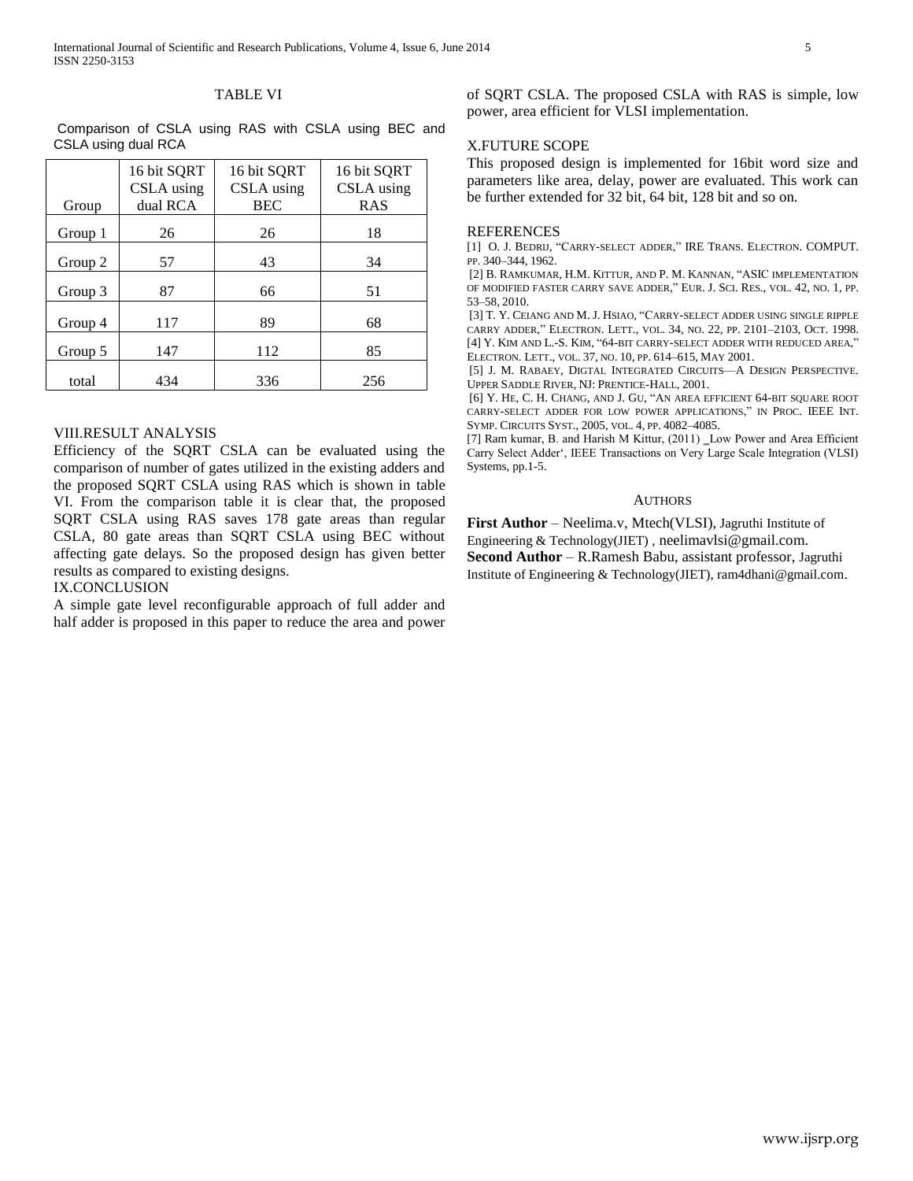TABLE VI

Comparison of CSLA using RAS with CSLA using BEC and CSLA using dual RCA

| Group | 16 bit SQRT CSLA using dual RCA | 16 bit SQRT CSLA using BEC | 16 bit SQRT CSLA using RAS |
|---|---|---|---|
| Group 1 | 26 | 26 | 18 |
| Group 2 | 57 | 43 | 34 |
| Group 3 | 87 | 66 | 51 |
| Group 4 | 117 | 89 | 68 |
| Group 5 | 147 | 112 | 85 |
| total | 434 | 336 | 256 |

## VIII.RESULT ANALYSIS

Efficiency of the SQRT CSLA can be evaluated using the comparison of number of gates utilized in the existing adders and the proposed SQRT CSLA using RAS which is shown in table VI. From the comparison table it is clear that, the proposed SQRT CSLA using RAS saves 178 gate areas than regular CSLA, 80 gate areas than SQRT CSLA using BEC without affecting gate delays. So the proposed design has given better results as compared to existing designs.

## IX.CONCLUSION

A simple gate level reconfigurable approach of full adder and half adder is proposed in this paper to reduce the area and power of SQRT CSLA. The proposed CSLA with RAS is simple, low power, area efficient for VLSI implementation.

## X.FUTURE SCOPE

This proposed design is implemented for 16bit word size and parameters like area, delay, power are evaluated. This work can be further extended for 32 bit, 64 bit, 128 bit and so on.

## REFERENCES

[1] O. J. Bedrij, "Carry-select adder," IRE Trans. Electron. COMPUT. pp. 340–344, 1962.

[2] B. Ramkumar, H.M. Kittur, and P. M. Kannan, "ASIC implementation of modified faster carry save adder," Eur. J. Sci. Res., vol. 42, no. 1, pp. 53–58, 2010.

[3] T. Y. Ceiang and M. J. Hsiao, "Carry-select adder using single ripple carry adder," Electron. Lett., vol. 34, no. 22, pp. 2101–2103, Oct. 1998.

[4] Y. Kim and L.-S. Kim, "64-bit carry-select adder with reduced area," Electron. Lett., vol. 37, no. 10, pp. 614–615, May 2001.

[5] J. M. Rabaey, Digtal Integrated Circuits—A Design Perspective. Upper Saddle River, NJ: Prentice-Hall, 2001.

[6] Y. He, C. H. Chang, and J. Gu, "An area efficient 64-bit square root carry-select adder for low power applications," in Proc. IEEE Int. Symp. Circuits Syst., 2005, vol. 4, pp. 4082–4085.

[7] Ram kumar, B. and Harish M Kittur, (2011) _Low Power and Area Efficient Carry Select Adder', IEEE Transactions on Very Large Scale Integration (VLSI) Systems, pp.1-5.

## AUTHORS

**First Author** – Neelima.v, Mtech(VLSI), Jagruthi Institute of Engineering & Technology(JIET) , neelimavlsi@gmail.com.

**Second Author** – R.Ramesh Babu, assistant professor, Jagruthi Institute of Engineering & Technology(JIET), ram4dhani@gmail.com.